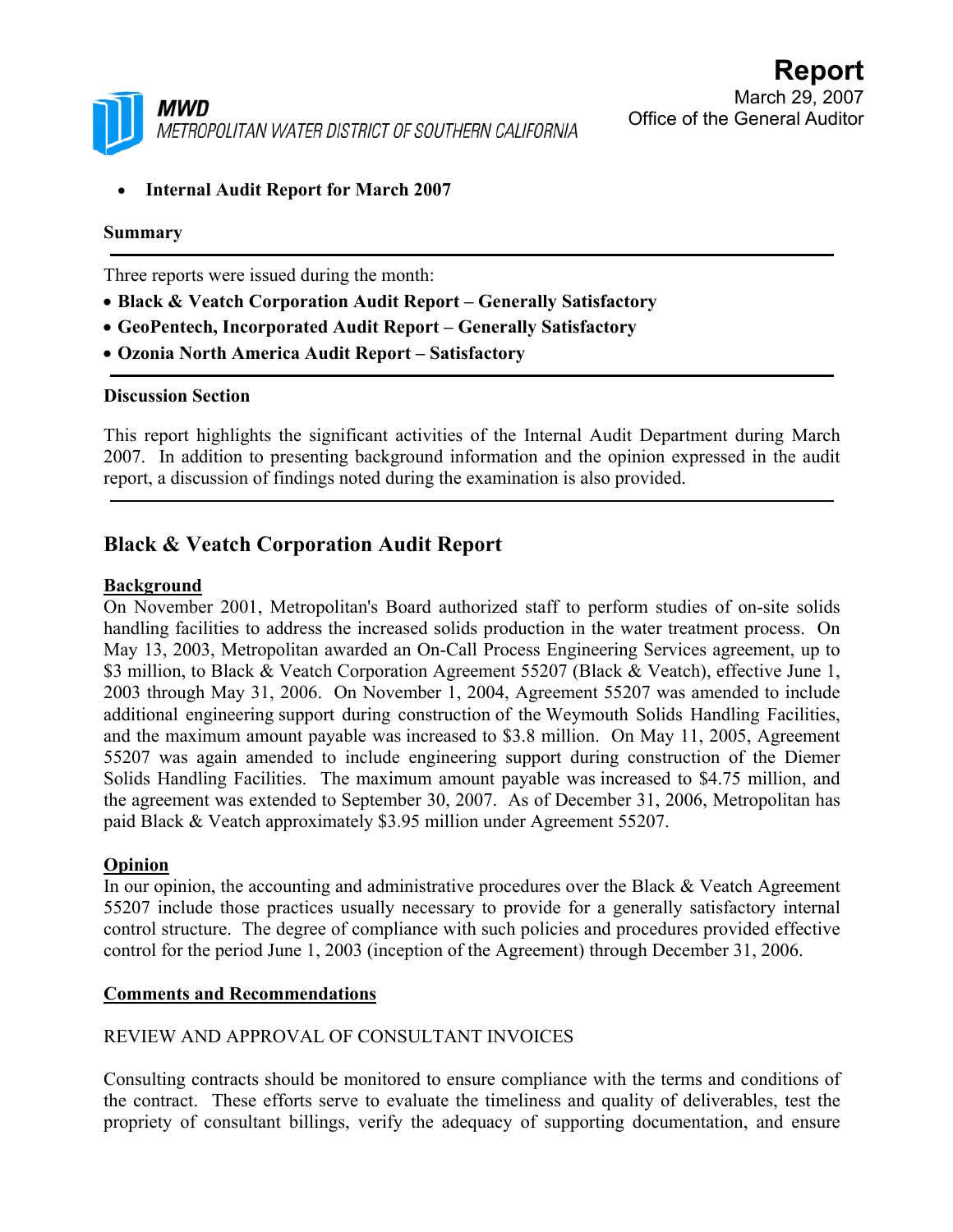**MWD**
METROPOLITAN WATER DISTRICT OF SOUTHERN CALIFORNIA

# Report

March 29, 2007
Office of the General Auditor

- **Internal Audit Report for March 2007**

**Summary**

Three reports were issued during the month:

- **Black & Veatch Corporation Audit Report – Generally Satisfactory**
- **GeoPentech, Incorporated Audit Report – Generally Satisfactory**
- **Ozonia North America Audit Report – Satisfactory**

**Discussion Section**

This report highlights the significant activities of the Internal Audit Department during March 2007. In addition to presenting background information and the opinion expressed in the audit report, a discussion of findings noted during the examination is also provided.

## Black & Veatch Corporation Audit Report

**Background**

On November 2001, Metropolitan's Board authorized staff to perform studies of on-site solids handling facilities to address the increased solids production in the water treatment process. On May 13, 2003, Metropolitan awarded an On-Call Process Engineering Services agreement, up to $3 million, to Black & Veatch Corporation Agreement 55207 (Black & Veatch), effective June 1, 2003 through May 31, 2006. On November 1, 2004, Agreement 55207 was amended to include additional engineering support during construction of the Weymouth Solids Handling Facilities, and the maximum amount payable was increased to $3.8 million. On May 11, 2005, Agreement 55207 was again amended to include engineering support during construction of the Diemer Solids Handling Facilities. The maximum amount payable was increased to $4.75 million, and the agreement was extended to September 30, 2007. As of December 31, 2006, Metropolitan has paid Black & Veatch approximately $3.95 million under Agreement 55207.

**Opinion**

In our opinion, the accounting and administrative procedures over the Black & Veatch Agreement 55207 include those practices usually necessary to provide for a generally satisfactory internal control structure. The degree of compliance with such policies and procedures provided effective control for the period June 1, 2003 (inception of the Agreement) through December 31, 2006.

**Comments and Recommendations**

REVIEW AND APPROVAL OF CONSULTANT INVOICES

Consulting contracts should be monitored to ensure compliance with the terms and conditions of the contract. These efforts serve to evaluate the timeliness and quality of deliverables, test the propriety of consultant billings, verify the adequacy of supporting documentation, and ensure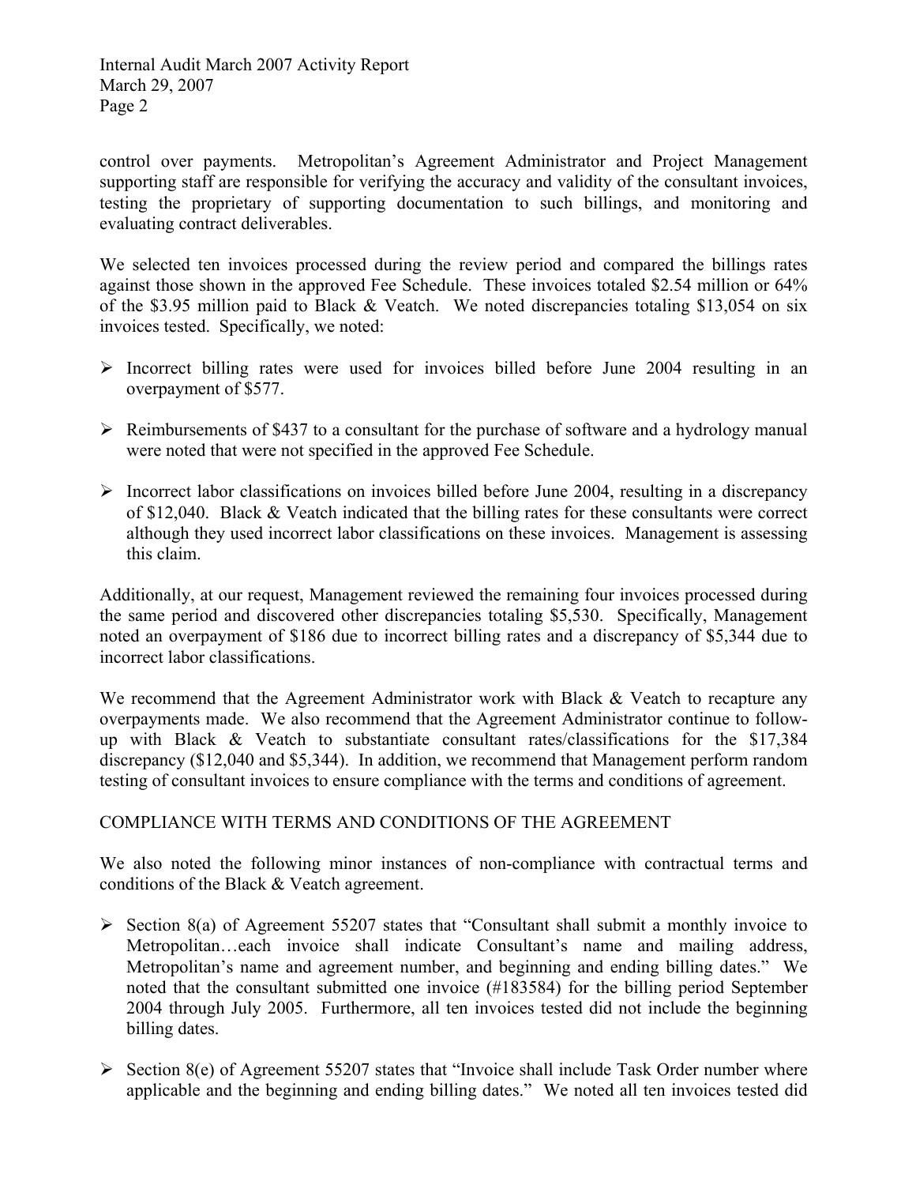control over payments. Metropolitan's Agreement Administrator and Project Management supporting staff are responsible for verifying the accuracy and validity of the consultant invoices, testing the proprietary of supporting documentation to such billings, and monitoring and evaluating contract deliverables.

We selected ten invoices processed during the review period and compared the billings rates against those shown in the approved Fee Schedule. These invoices totaled $2.54 million or 64% of the $3.95 million paid to Black & Veatch. We noted discrepancies totaling $13,054 on six invoices tested. Specifically, we noted:

- Incorrect billing rates were used for invoices billed before June 2004 resulting in an overpayment of $577.
- Reimbursements of $437 to a consultant for the purchase of software and a hydrology manual were noted that were not specified in the approved Fee Schedule.
- Incorrect labor classifications on invoices billed before June 2004, resulting in a discrepancy of $12,040. Black & Veatch indicated that the billing rates for these consultants were correct although they used incorrect labor classifications on these invoices. Management is assessing this claim.

Additionally, at our request, Management reviewed the remaining four invoices processed during the same period and discovered other discrepancies totaling $5,530. Specifically, Management noted an overpayment of $186 due to incorrect billing rates and a discrepancy of $5,344 due to incorrect labor classifications.

We recommend that the Agreement Administrator work with Black & Veatch to recapture any overpayments made. We also recommend that the Agreement Administrator continue to follow-up with Black & Veatch to substantiate consultant rates/classifications for the $17,384 discrepancy ($12,040 and $5,344). In addition, we recommend that Management perform random testing of consultant invoices to ensure compliance with the terms and conditions of agreement.

## COMPLIANCE WITH TERMS AND CONDITIONS OF THE AGREEMENT

We also noted the following minor instances of non-compliance with contractual terms and conditions of the Black & Veatch agreement.

- Section 8(a) of Agreement 55207 states that "Consultant shall submit a monthly invoice to Metropolitan…each invoice shall indicate Consultant's name and mailing address, Metropolitan's name and agreement number, and beginning and ending billing dates." We noted that the consultant submitted one invoice (#183584) for the billing period September 2004 through July 2005. Furthermore, all ten invoices tested did not include the beginning billing dates.
- Section 8(e) of Agreement 55207 states that "Invoice shall include Task Order number where applicable and the beginning and ending billing dates." We noted all ten invoices tested did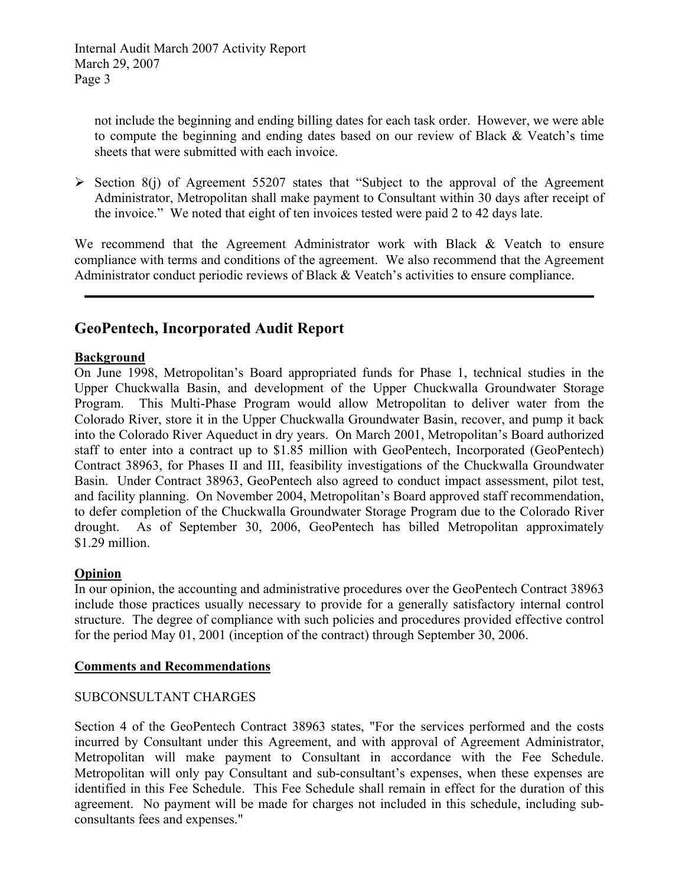not include the beginning and ending billing dates for each task order. However, we were able to compute the beginning and ending dates based on our review of Black & Veatch's time sheets that were submitted with each invoice.

- Section 8(j) of Agreement 55207 states that "Subject to the approval of the Agreement Administrator, Metropolitan shall make payment to Consultant within 30 days after receipt of the invoice." We noted that eight of ten invoices tested were paid 2 to 42 days late.

We recommend that the Agreement Administrator work with Black & Veatch to ensure compliance with terms and conditions of the agreement. We also recommend that the Agreement Administrator conduct periodic reviews of Black & Veatch's activities to ensure compliance.

---

## GeoPentech, Incorporated Audit Report

**Background**

On June 1998, Metropolitan's Board appropriated funds for Phase 1, technical studies in the Upper Chuckwalla Basin, and development of the Upper Chuckwalla Groundwater Storage Program. This Multi-Phase Program would allow Metropolitan to deliver water from the Colorado River, store it in the Upper Chuckwalla Groundwater Basin, recover, and pump it back into the Colorado River Aqueduct in dry years. On March 2001, Metropolitan's Board authorized staff to enter into a contract up to $1.85 million with GeoPentech, Incorporated (GeoPentech) Contract 38963, for Phases II and III, feasibility investigations of the Chuckwalla Groundwater Basin. Under Contract 38963, GeoPentech also agreed to conduct impact assessment, pilot test, and facility planning. On November 2004, Metropolitan's Board approved staff recommendation, to defer completion of the Chuckwalla Groundwater Storage Program due to the Colorado River drought. As of September 30, 2006, GeoPentech has billed Metropolitan approximately $1.29 million.

**Opinion**

In our opinion, the accounting and administrative procedures over the GeoPentech Contract 38963 include those practices usually necessary to provide for a generally satisfactory internal control structure. The degree of compliance with such policies and procedures provided effective control for the period May 01, 2001 (inception of the contract) through September 30, 2006.

**Comments and Recommendations**

SUBCONSULTANT CHARGES

Section 4 of the GeoPentech Contract 38963 states, "For the services performed and the costs incurred by Consultant under this Agreement, and with approval of Agreement Administrator, Metropolitan will make payment to Consultant in accordance with the Fee Schedule. Metropolitan will only pay Consultant and sub-consultant's expenses, when these expenses are identified in this Fee Schedule. This Fee Schedule shall remain in effect for the duration of this agreement. No payment will be made for charges not included in this schedule, including sub-consultants fees and expenses."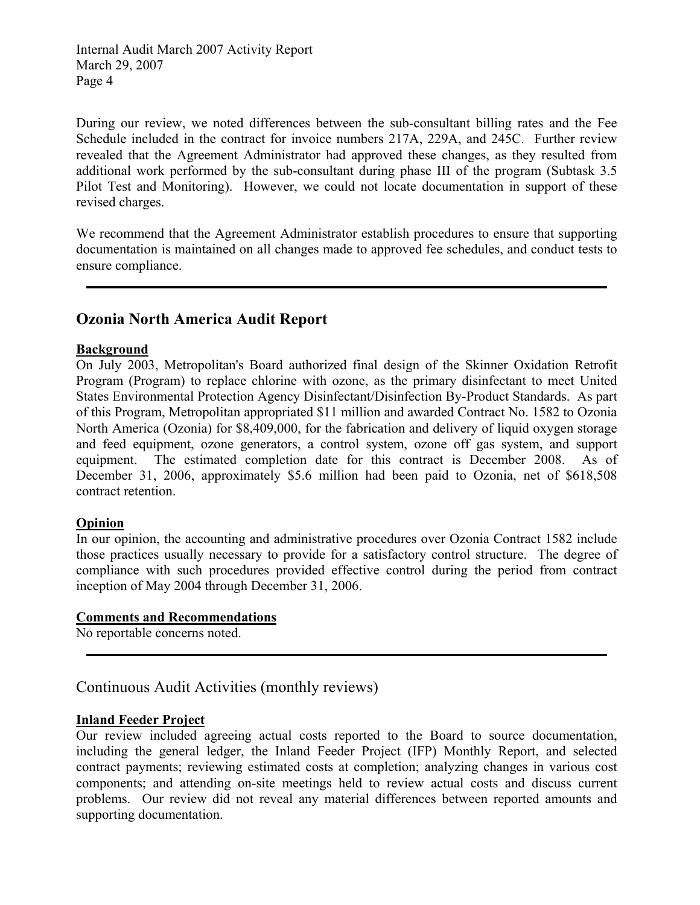During our review, we noted differences between the sub-consultant billing rates and the Fee Schedule included in the contract for invoice numbers 217A, 229A, and 245C. Further review revealed that the Agreement Administrator had approved these changes, as they resulted from additional work performed by the sub-consultant during phase III of the program (Subtask 3.5 Pilot Test and Monitoring). However, we could not locate documentation in support of these revised charges.

We recommend that the Agreement Administrator establish procedures to ensure that supporting documentation is maintained on all changes made to approved fee schedules, and conduct tests to ensure compliance.

---

## Ozonia North America Audit Report

**Background**

On July 2003, Metropolitan's Board authorized final design of the Skinner Oxidation Retrofit Program (Program) to replace chlorine with ozone, as the primary disinfectant to meet United States Environmental Protection Agency Disinfectant/Disinfection By-Product Standards. As part of this Program, Metropolitan appropriated \$11 million and awarded Contract No. 1582 to Ozonia North America (Ozonia) for \$8,409,000, for the fabrication and delivery of liquid oxygen storage and feed equipment, ozone generators, a control system, ozone off gas system, and support equipment. The estimated completion date for this contract is December 2008. As of December 31, 2006, approximately \$5.6 million had been paid to Ozonia, net of \$618,508 contract retention.

**Opinion**

In our opinion, the accounting and administrative procedures over Ozonia Contract 1582 include those practices usually necessary to provide for a satisfactory control structure. The degree of compliance with such procedures provided effective control during the period from contract inception of May 2004 through December 31, 2006.

**Comments and Recommendations**

No reportable concerns noted.

---

## Continuous Audit Activities (monthly reviews)

**Inland Feeder Project**

Our review included agreeing actual costs reported to the Board to source documentation, including the general ledger, the Inland Feeder Project (IFP) Monthly Report, and selected contract payments; reviewing estimated costs at completion; analyzing changes in various cost components; and attending on-site meetings held to review actual costs and discuss current problems. Our review did not reveal any material differences between reported amounts and supporting documentation.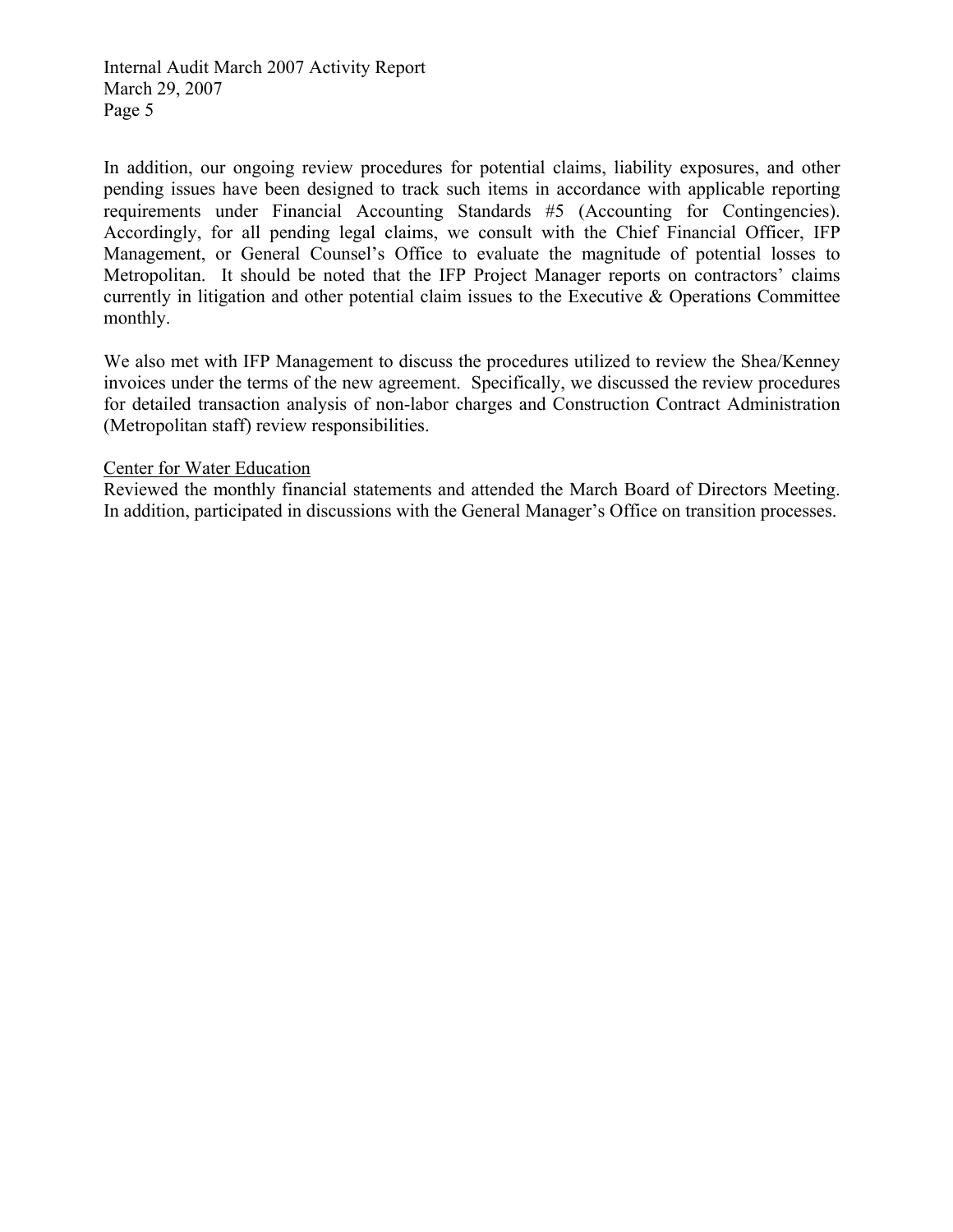In addition, our ongoing review procedures for potential claims, liability exposures, and other pending issues have been designed to track such items in accordance with applicable reporting requirements under Financial Accounting Standards #5 (Accounting for Contingencies). Accordingly, for all pending legal claims, we consult with the Chief Financial Officer, IFP Management, or General Counsel's Office to evaluate the magnitude of potential losses to Metropolitan. It should be noted that the IFP Project Manager reports on contractors' claims currently in litigation and other potential claim issues to the Executive & Operations Committee monthly.

We also met with IFP Management to discuss the procedures utilized to review the Shea/Kenney invoices under the terms of the new agreement. Specifically, we discussed the review procedures for detailed transaction analysis of non-labor charges and Construction Contract Administration (Metropolitan staff) review responsibilities.

<u>Center for Water Education</u>

Reviewed the monthly financial statements and attended the March Board of Directors Meeting. In addition, participated in discussions with the General Manager's Office on transition processes.